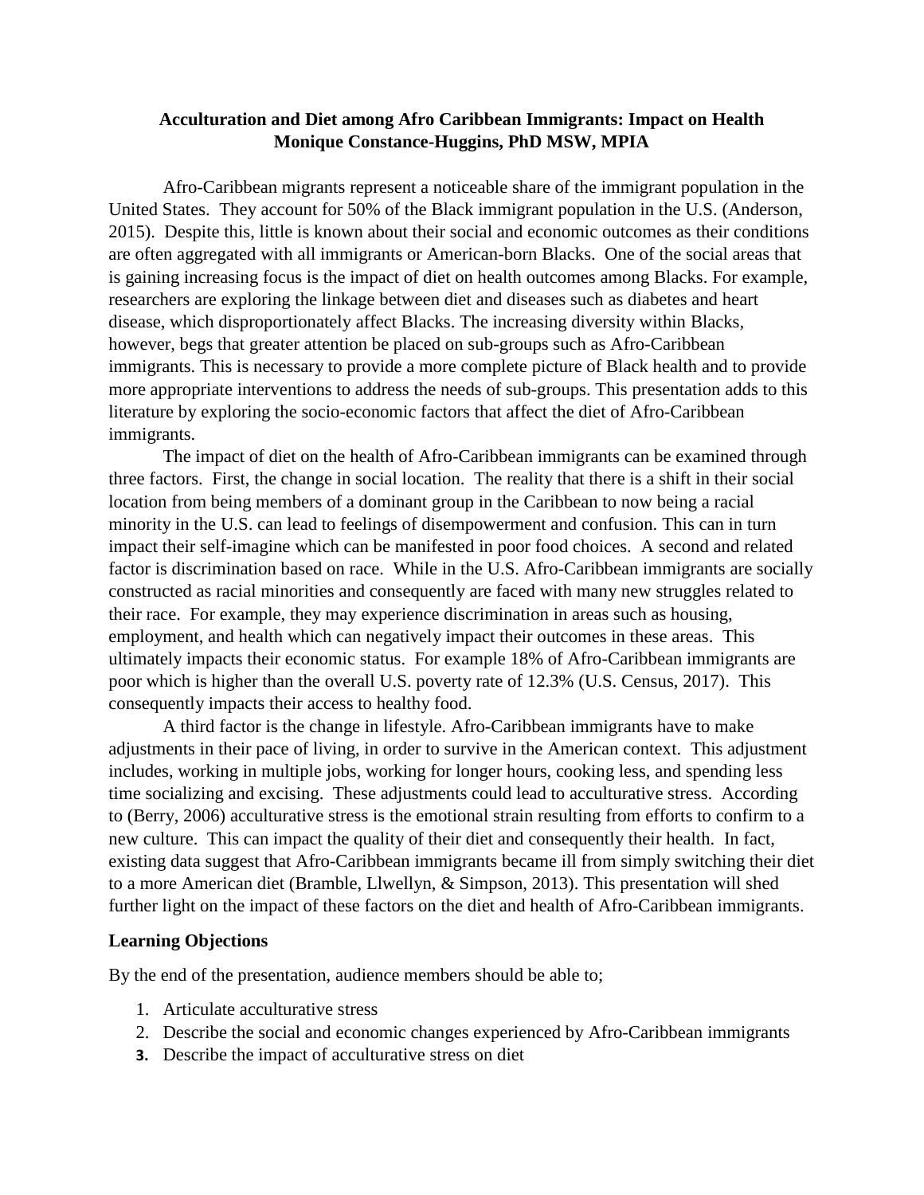**Acculturation and Diet among Afro Caribbean Immigrants: Impact on Health**
**Monique Constance-Huggins, PhD MSW, MPIA**

Afro-Caribbean migrants represent a noticeable share of the immigrant population in the United States. They account for 50% of the Black immigrant population in the U.S. (Anderson, 2015). Despite this, little is known about their social and economic outcomes as their conditions are often aggregated with all immigrants or American-born Blacks. One of the social areas that is gaining increasing focus is the impact of diet on health outcomes among Blacks. For example, researchers are exploring the linkage between diet and diseases such as diabetes and heart disease, which disproportionately affect Blacks. The increasing diversity within Blacks, however, begs that greater attention be placed on sub-groups such as Afro-Caribbean immigrants. This is necessary to provide a more complete picture of Black health and to provide more appropriate interventions to address the needs of sub-groups. This presentation adds to this literature by exploring the socio-economic factors that affect the diet of Afro-Caribbean immigrants.

The impact of diet on the health of Afro-Caribbean immigrants can be examined through three factors. First, the change in social location. The reality that there is a shift in their social location from being members of a dominant group in the Caribbean to now being a racial minority in the U.S. can lead to feelings of disempowerment and confusion. This can in turn impact their self-imagine which can be manifested in poor food choices. A second and related factor is discrimination based on race. While in the U.S. Afro-Caribbean immigrants are socially constructed as racial minorities and consequently are faced with many new struggles related to their race. For example, they may experience discrimination in areas such as housing, employment, and health which can negatively impact their outcomes in these areas. This ultimately impacts their economic status. For example 18% of Afro-Caribbean immigrants are poor which is higher than the overall U.S. poverty rate of 12.3% (U.S. Census, 2017). This consequently impacts their access to healthy food.

A third factor is the change in lifestyle. Afro-Caribbean immigrants have to make adjustments in their pace of living, in order to survive in the American context. This adjustment includes, working in multiple jobs, working for longer hours, cooking less, and spending less time socializing and excising. These adjustments could lead to acculturative stress. According to (Berry, 2006) acculturative stress is the emotional strain resulting from efforts to confirm to a new culture. This can impact the quality of their diet and consequently their health. In fact, existing data suggest that Afro-Caribbean immigrants became ill from simply switching their diet to a more American diet (Bramble, Llwellyn, & Simpson, 2013). This presentation will shed further light on the impact of these factors on the diet and health of Afro-Caribbean immigrants.

**Learning Objections**

By the end of the presentation, audience members should be able to;

1. Articulate acculturative stress
2. Describe the social and economic changes experienced by Afro-Caribbean immigrants
3. Describe the impact of acculturative stress on diet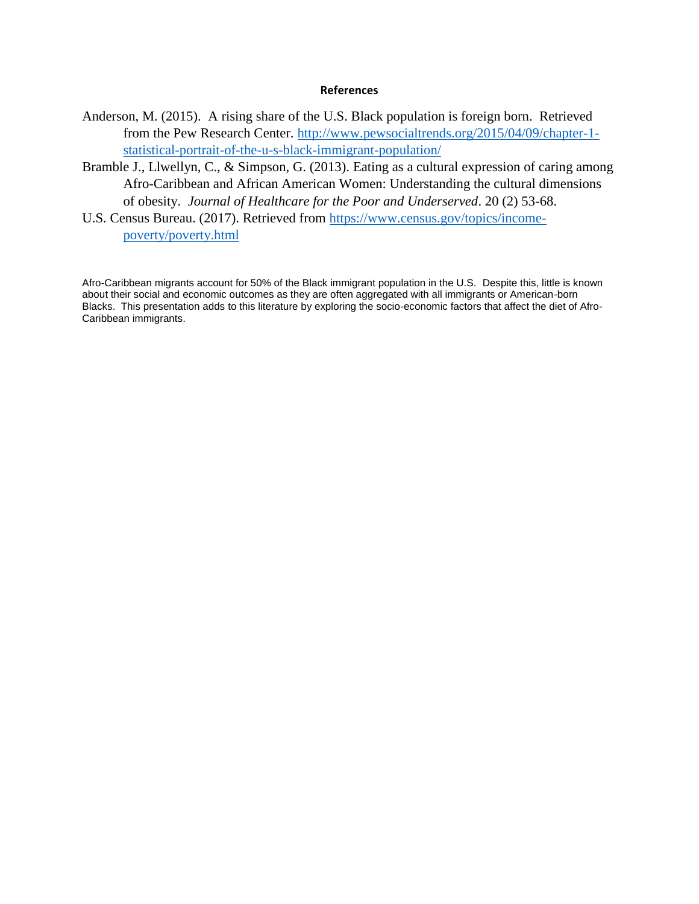**References**

Anderson, M. (2015). A rising share of the U.S. Black population is foreign born. Retrieved from the Pew Research Center. http://www.pewsocialtrends.org/2015/04/09/chapter-1-statistical-portrait-of-the-u-s-black-immigrant-population/

Bramble J., Llwellyn, C., & Simpson, G. (2013). Eating as a cultural expression of caring among Afro-Caribbean and African American Women: Understanding the cultural dimensions of obesity. *Journal of Healthcare for the Poor and Underserved*. 20 (2) 53-68.

U.S. Census Bureau. (2017). Retrieved from https://www.census.gov/topics/income-poverty/poverty.html

Afro-Caribbean migrants account for 50% of the Black immigrant population in the U.S. Despite this, little is known about their social and economic outcomes as they are often aggregated with all immigrants or American-born Blacks. This presentation adds to this literature by exploring the socio-economic factors that affect the diet of Afro-Caribbean immigrants.